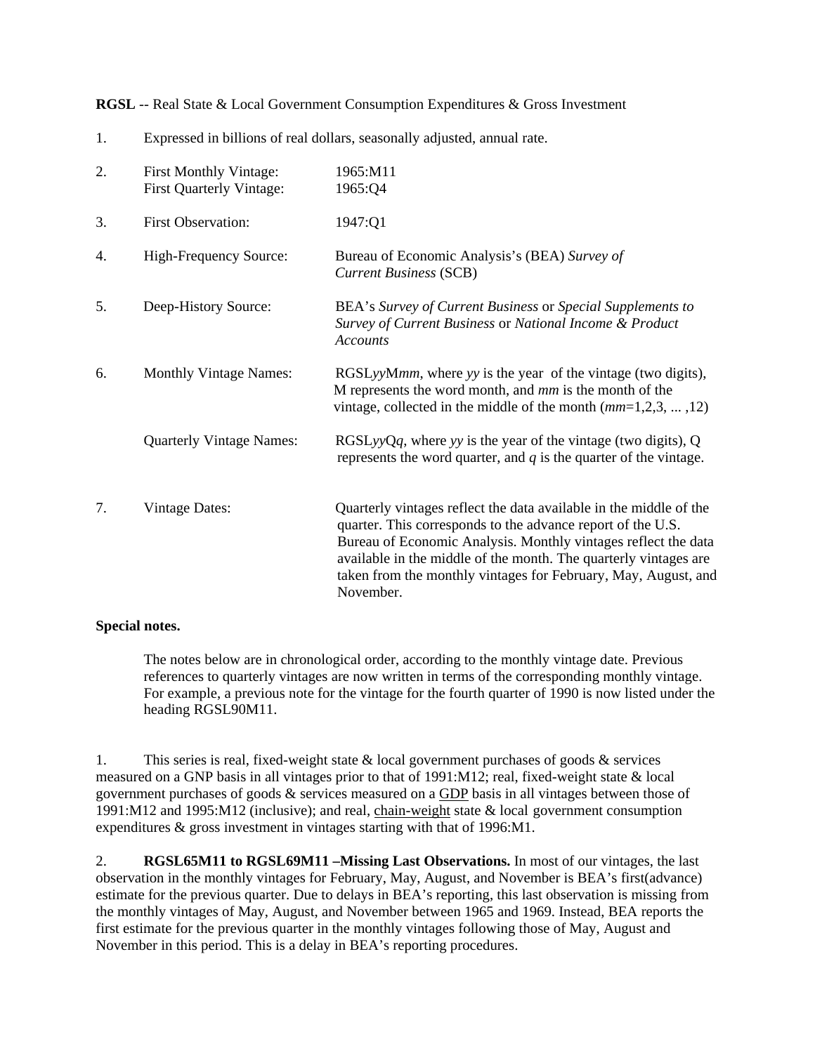**RGSL** -- Real State & Local Government Consumption Expenditures & Gross Investment

1. Expressed in billions of real dollars, seasonally adjusted, annual rate.

2. First Monthly Vintage: 1965:M11
   First Quarterly Vintage: 1965:Q4

3. First Observation: 1947:Q1

4. High-Frequency Source: Bureau of Economic Analysis's (BEA) *Survey of Current Business* (SCB)

5. Deep-History Source: BEA's *Survey of Current Business* or *Special Supplements to Survey of Current Business* or *National Income & Product Accounts*

6. Monthly Vintage Names: RGSL*yy*M*mm*, where *yy* is the year of the vintage (two digits), M represents the word month, and *mm* is the month of the vintage, collected in the middle of the month (*mm*=1,2,3, ... ,12)

   Quarterly Vintage Names: RGSL*yy*Q*q*, where *yy* is the year of the vintage (two digits), Q represents the word quarter, and *q* is the quarter of the vintage.

7. Vintage Dates: Quarterly vintages reflect the data available in the middle of the quarter. This corresponds to the advance report of the U.S. Bureau of Economic Analysis. Monthly vintages reflect the data available in the middle of the month. The quarterly vintages are taken from the monthly vintages for February, May, August, and November.

**Special notes.**

The notes below are in chronological order, according to the monthly vintage date. Previous references to quarterly vintages are now written in terms of the corresponding monthly vintage. For example, a previous note for the vintage for the fourth quarter of 1990 is now listed under the heading RGSL90M11.

1. This series is real, fixed-weight state & local government purchases of goods & services measured on a GNP basis in all vintages prior to that of 1991:M12; real, fixed-weight state & local government purchases of goods & services measured on a GDP basis in all vintages between those of 1991:M12 and 1995:M12 (inclusive); and real, chain-weight state & local government consumption expenditures & gross investment in vintages starting with that of 1996:M1.

2. **RGSL65M11 to RGSL69M11 –Missing Last Observations.** In most of our vintages, the last observation in the monthly vintages for February, May, August, and November is BEA's first(advance) estimate for the previous quarter. Due to delays in BEA's reporting, this last observation is missing from the monthly vintages of May, August, and November between 1965 and 1969. Instead, BEA reports the first estimate for the previous quarter in the monthly vintages following those of May, August and November in this period. This is a delay in BEA's reporting procedures.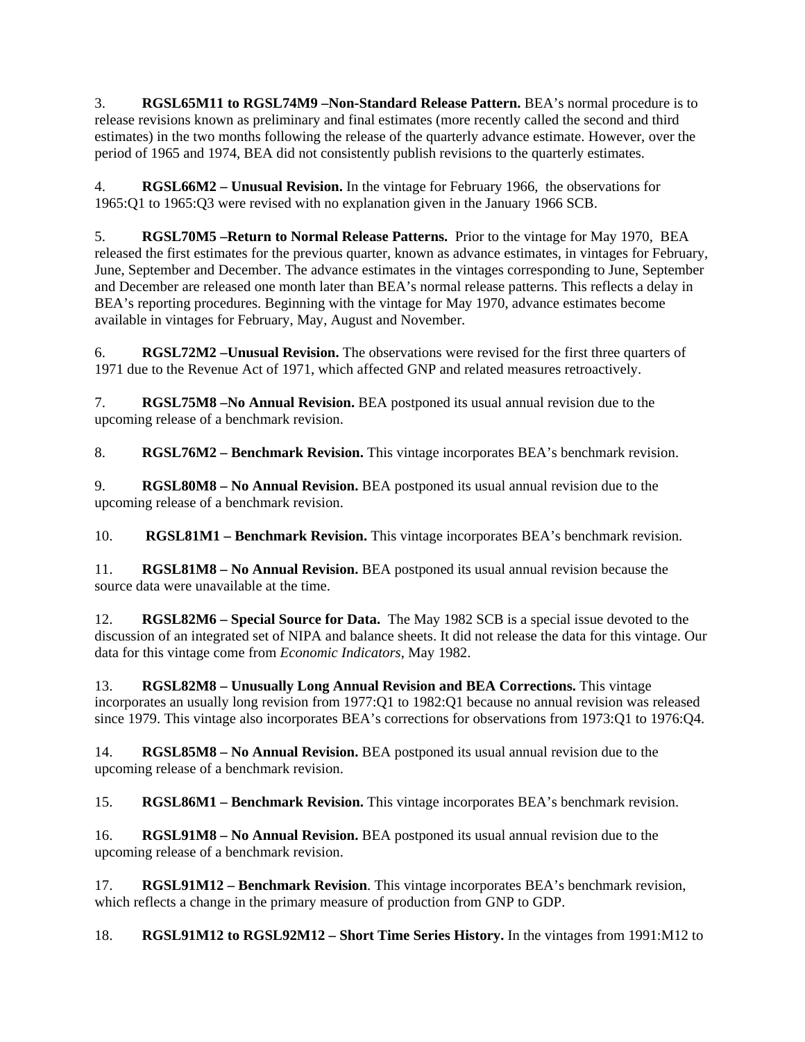3. **RGSL65M11 to RGSL74M9 –Non-Standard Release Pattern.** BEA's normal procedure is to release revisions known as preliminary and final estimates (more recently called the second and third estimates) in the two months following the release of the quarterly advance estimate. However, over the period of 1965 and 1974, BEA did not consistently publish revisions to the quarterly estimates.

4. **RGSL66M2 – Unusual Revision.** In the vintage for February 1966, the observations for 1965:Q1 to 1965:Q3 were revised with no explanation given in the January 1966 SCB.

5. **RGSL70M5 –Return to Normal Release Patterns.** Prior to the vintage for May 1970, BEA released the first estimates for the previous quarter, known as advance estimates, in vintages for February, June, September and December. The advance estimates in the vintages corresponding to June, September and December are released one month later than BEA's normal release patterns. This reflects a delay in BEA's reporting procedures. Beginning with the vintage for May 1970, advance estimates become available in vintages for February, May, August and November.

6. **RGSL72M2 –Unusual Revision.** The observations were revised for the first three quarters of 1971 due to the Revenue Act of 1971, which affected GNP and related measures retroactively.

7. **RGSL75M8 –No Annual Revision.** BEA postponed its usual annual revision due to the upcoming release of a benchmark revision.

8. **RGSL76M2 – Benchmark Revision.** This vintage incorporates BEA's benchmark revision.

9. **RGSL80M8 – No Annual Revision.** BEA postponed its usual annual revision due to the upcoming release of a benchmark revision.

10. **RGSL81M1 – Benchmark Revision.** This vintage incorporates BEA's benchmark revision.

11. **RGSL81M8 – No Annual Revision.** BEA postponed its usual annual revision because the source data were unavailable at the time.

12. **RGSL82M6 – Special Source for Data.** The May 1982 SCB is a special issue devoted to the discussion of an integrated set of NIPA and balance sheets. It did not release the data for this vintage. Our data for this vintage come from *Economic Indicators*, May 1982.

13. **RGSL82M8 – Unusually Long Annual Revision and BEA Corrections.** This vintage incorporates an usually long revision from 1977:Q1 to 1982:Q1 because no annual revision was released since 1979. This vintage also incorporates BEA's corrections for observations from 1973:Q1 to 1976:Q4.

14. **RGSL85M8 – No Annual Revision.** BEA postponed its usual annual revision due to the upcoming release of a benchmark revision.

15. **RGSL86M1 – Benchmark Revision.** This vintage incorporates BEA's benchmark revision.

16. **RGSL91M8 – No Annual Revision.** BEA postponed its usual annual revision due to the upcoming release of a benchmark revision.

17. **RGSL91M12 – Benchmark Revision**. This vintage incorporates BEA's benchmark revision, which reflects a change in the primary measure of production from GNP to GDP.

18. **RGSL91M12 to RGSL92M12 – Short Time Series History.** In the vintages from 1991:M12 to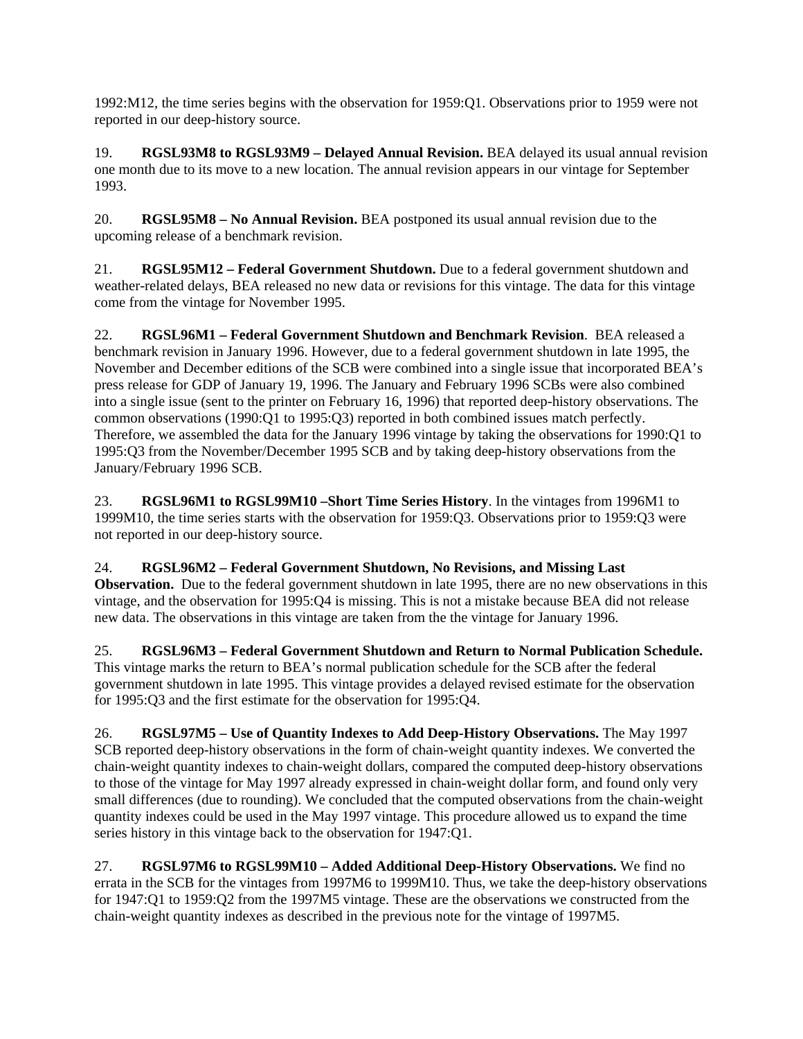1992:M12, the time series begins with the observation for 1959:Q1. Observations prior to 1959 were not reported in our deep-history source.

19. **RGSL93M8 to RGSL93M9 – Delayed Annual Revision.** BEA delayed its usual annual revision one month due to its move to a new location. The annual revision appears in our vintage for September 1993.

20. **RGSL95M8 – No Annual Revision.** BEA postponed its usual annual revision due to the upcoming release of a benchmark revision.

21. **RGSL95M12 – Federal Government Shutdown.** Due to a federal government shutdown and weather-related delays, BEA released no new data or revisions for this vintage. The data for this vintage come from the vintage for November 1995.

22. **RGSL96M1 – Federal Government Shutdown and Benchmark Revision**. BEA released a benchmark revision in January 1996. However, due to a federal government shutdown in late 1995, the November and December editions of the SCB were combined into a single issue that incorporated BEA's press release for GDP of January 19, 1996. The January and February 1996 SCBs were also combined into a single issue (sent to the printer on February 16, 1996) that reported deep-history observations. The common observations (1990:Q1 to 1995:Q3) reported in both combined issues match perfectly. Therefore, we assembled the data for the January 1996 vintage by taking the observations for 1990:Q1 to 1995:Q3 from the November/December 1995 SCB and by taking deep-history observations from the January/February 1996 SCB.

23. **RGSL96M1 to RGSL99M10 –Short Time Series History**. In the vintages from 1996M1 to 1999M10, the time series starts with the observation for 1959:Q3. Observations prior to 1959:Q3 were not reported in our deep-history source.

24. **RGSL96M2 – Federal Government Shutdown, No Revisions, and Missing Last Observation.** Due to the federal government shutdown in late 1995, there are no new observations in this vintage, and the observation for 1995:Q4 is missing. This is not a mistake because BEA did not release new data. The observations in this vintage are taken from the the vintage for January 1996.

25. **RGSL96M3 – Federal Government Shutdown and Return to Normal Publication Schedule.** This vintage marks the return to BEA's normal publication schedule for the SCB after the federal government shutdown in late 1995. This vintage provides a delayed revised estimate for the observation for 1995:Q3 and the first estimate for the observation for 1995:Q4.

26. **RGSL97M5 – Use of Quantity Indexes to Add Deep-History Observations.** The May 1997 SCB reported deep-history observations in the form of chain-weight quantity indexes. We converted the chain-weight quantity indexes to chain-weight dollars, compared the computed deep-history observations to those of the vintage for May 1997 already expressed in chain-weight dollar form, and found only very small differences (due to rounding). We concluded that the computed observations from the chain-weight quantity indexes could be used in the May 1997 vintage. This procedure allowed us to expand the time series history in this vintage back to the observation for 1947:Q1.

27. **RGSL97M6 to RGSL99M10 – Added Additional Deep-History Observations.** We find no errata in the SCB for the vintages from 1997M6 to 1999M10. Thus, we take the deep-history observations for 1947:Q1 to 1959:Q2 from the 1997M5 vintage. These are the observations we constructed from the chain-weight quantity indexes as described in the previous note for the vintage of 1997M5.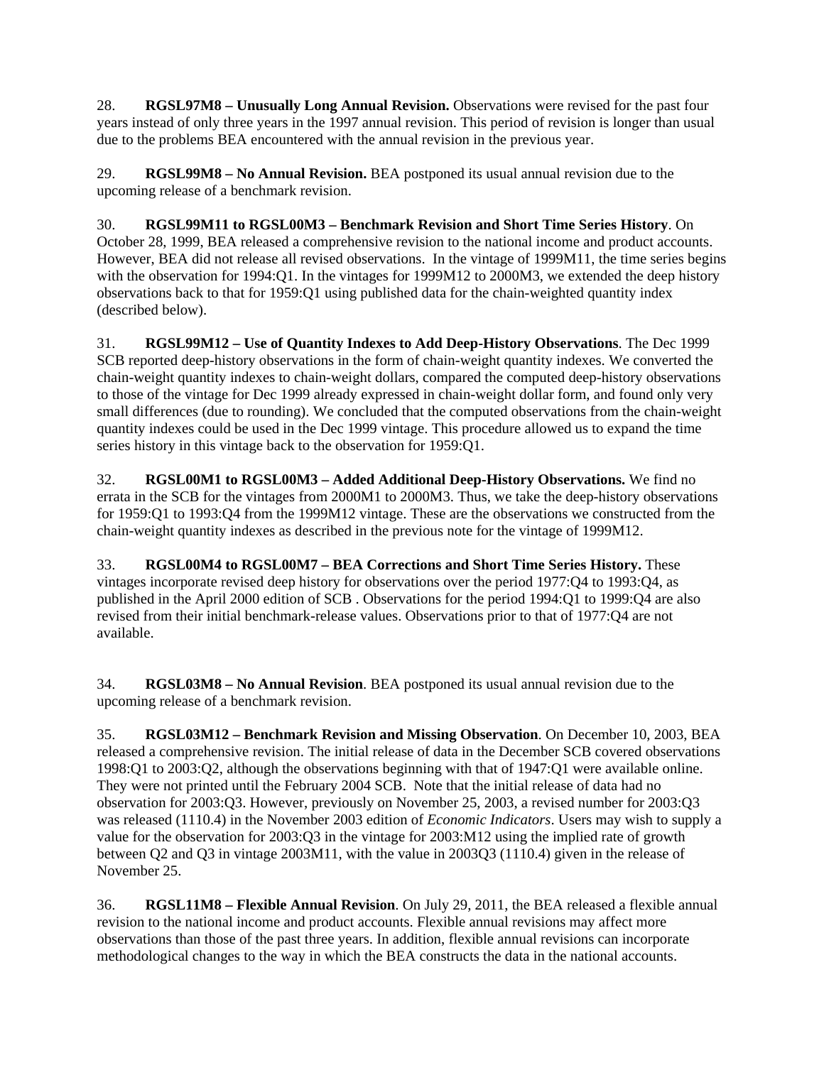28. **RGSL97M8 – Unusually Long Annual Revision.** Observations were revised for the past four years instead of only three years in the 1997 annual revision. This period of revision is longer than usual due to the problems BEA encountered with the annual revision in the previous year.

29. **RGSL99M8 – No Annual Revision.** BEA postponed its usual annual revision due to the upcoming release of a benchmark revision.

30. **RGSL99M11 to RGSL00M3 – Benchmark Revision and Short Time Series History**. On October 28, 1999, BEA released a comprehensive revision to the national income and product accounts. However, BEA did not release all revised observations. In the vintage of 1999M11, the time series begins with the observation for 1994:Q1. In the vintages for 1999M12 to 2000M3, we extended the deep history observations back to that for 1959:Q1 using published data for the chain-weighted quantity index (described below).

31. **RGSL99M12 – Use of Quantity Indexes to Add Deep-History Observations**. The Dec 1999 SCB reported deep-history observations in the form of chain-weight quantity indexes. We converted the chain-weight quantity indexes to chain-weight dollars, compared the computed deep-history observations to those of the vintage for Dec 1999 already expressed in chain-weight dollar form, and found only very small differences (due to rounding). We concluded that the computed observations from the chain-weight quantity indexes could be used in the Dec 1999 vintage. This procedure allowed us to expand the time series history in this vintage back to the observation for 1959:Q1.

32. **RGSL00M1 to RGSL00M3 – Added Additional Deep-History Observations.** We find no errata in the SCB for the vintages from 2000M1 to 2000M3. Thus, we take the deep-history observations for 1959:Q1 to 1993:Q4 from the 1999M12 vintage. These are the observations we constructed from the chain-weight quantity indexes as described in the previous note for the vintage of 1999M12.

33. **RGSL00M4 to RGSL00M7 – BEA Corrections and Short Time Series History.** These vintages incorporate revised deep history for observations over the period 1977:Q4 to 1993:Q4, as published in the April 2000 edition of SCB . Observations for the period 1994:Q1 to 1999:Q4 are also revised from their initial benchmark-release values. Observations prior to that of 1977:Q4 are not available.

34. **RGSL03M8 – No Annual Revision**. BEA postponed its usual annual revision due to the upcoming release of a benchmark revision.

35. **RGSL03M12 – Benchmark Revision and Missing Observation**. On December 10, 2003, BEA released a comprehensive revision. The initial release of data in the December SCB covered observations 1998:Q1 to 2003:Q2, although the observations beginning with that of 1947:Q1 were available online. They were not printed until the February 2004 SCB. Note that the initial release of data had no observation for 2003:Q3. However, previously on November 25, 2003, a revised number for 2003:Q3 was released (1110.4) in the November 2003 edition of *Economic Indicators*. Users may wish to supply a value for the observation for 2003:Q3 in the vintage for 2003:M12 using the implied rate of growth between Q2 and Q3 in vintage 2003M11, with the value in 2003Q3 (1110.4) given in the release of November 25.

36. **RGSL11M8 – Flexible Annual Revision**. On July 29, 2011, the BEA released a flexible annual revision to the national income and product accounts. Flexible annual revisions may affect more observations than those of the past three years. In addition, flexible annual revisions can incorporate methodological changes to the way in which the BEA constructs the data in the national accounts.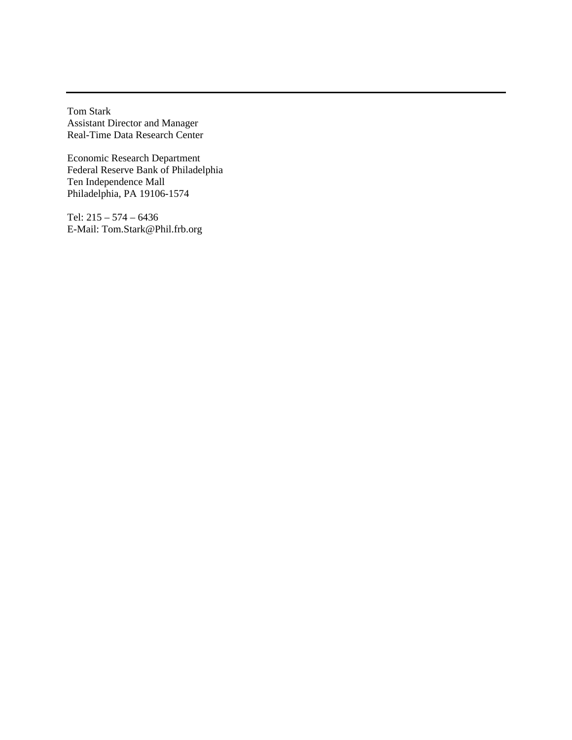---

Tom Stark
Assistant Director and Manager
Real-Time Data Research Center

Economic Research Department
Federal Reserve Bank of Philadelphia
Ten Independence Mall
Philadelphia, PA 19106-1574

Tel: 215 – 574 – 6436
E-Mail: Tom.Stark@Phil.frb.org